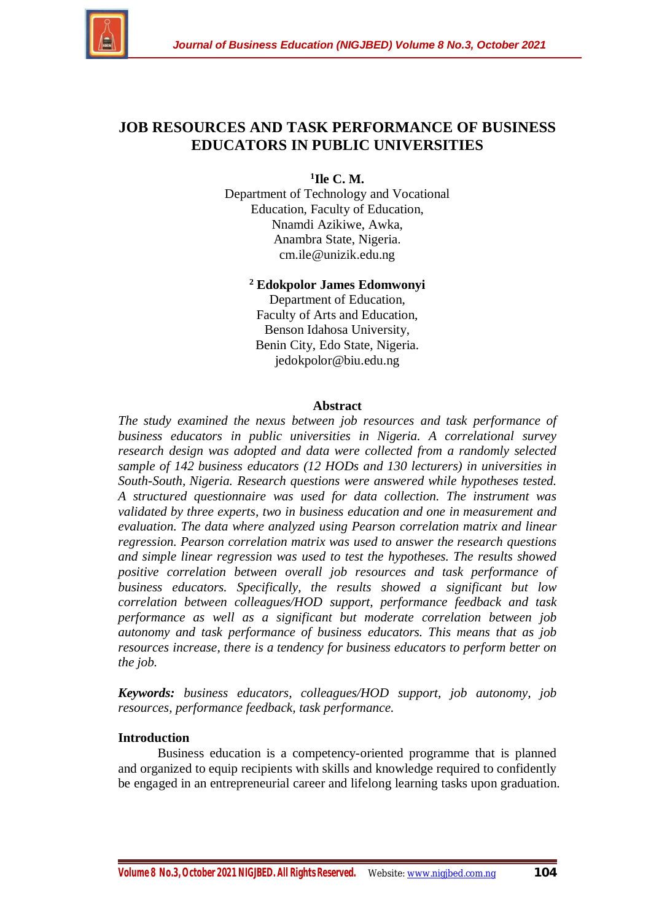# JOB RESOURCES AND TASK PERFORMANCE OF BUSINESS EDUCATORS IN PUBLIC UNIVERSITIES

**[1]Ile C. M.**
Department of Technology and Vocational Education, Faculty of Education,
Nnamdi Azikiwe, Awka,
Anambra State, Nigeria.
cm.ile@unizik.edu.ng

**[2] Edokpolor James Edomwonyi**
Department of Education,
Faculty of Arts and Education,
Benson Idahosa University,
Benin City, Edo State, Nigeria.
jedokpolor@biu.edu.ng

## Abstract

*The study examined the nexus between job resources and task performance of business educators in public universities in Nigeria. A correlational survey research design was adopted and data were collected from a randomly selected sample of 142 business educators (12 HODs and 130 lecturers) in universities in South-South, Nigeria. Research questions were answered while hypotheses tested. A structured questionnaire was used for data collection. The instrument was validated by three experts, two in business education and one in measurement and evaluation. The data where analyzed using Pearson correlation matrix and linear regression. Pearson correlation matrix was used to answer the research questions and simple linear regression was used to test the hypotheses. The results showed positive correlation between overall job resources and task performance of business educators. Specifically, the results showed a significant but low correlation between colleagues/HOD support, performance feedback and task performance as well as a significant but moderate correlation between job autonomy and task performance of business educators. This means that as job resources increase, there is a tendency for business educators to perform better on the job.*

***Keywords:*** *business educators, colleagues/HOD support, job autonomy, job resources, performance feedback, task performance.*

## Introduction

Business education is a competency-oriented programme that is planned and organized to equip recipients with skills and knowledge required to confidently be engaged in an entrepreneurial career and lifelong learning tasks upon graduation.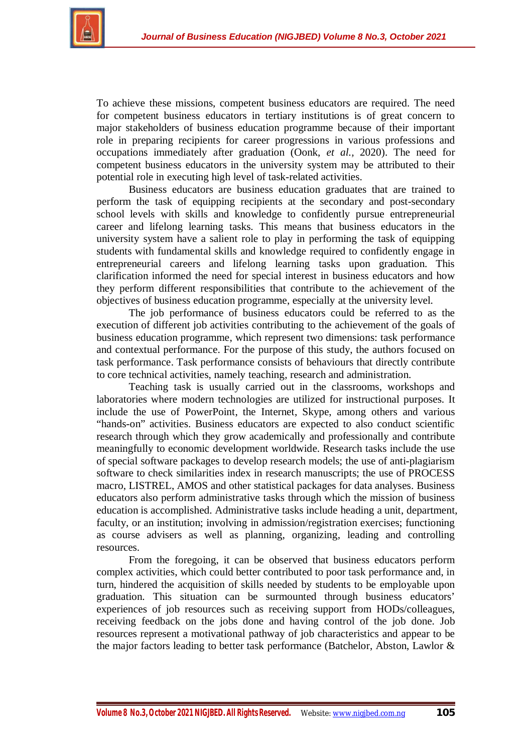To achieve these missions, competent business educators are required. The need for competent business educators in tertiary institutions is of great concern to major stakeholders of business education programme because of their important role in preparing recipients for career progressions in various professions and occupations immediately after graduation (Oonk, *et al.,* 2020). The need for competent business educators in the university system may be attributed to their potential role in executing high level of task-related activities.

Business educators are business education graduates that are trained to perform the task of equipping recipients at the secondary and post-secondary school levels with skills and knowledge to confidently pursue entrepreneurial career and lifelong learning tasks. This means that business educators in the university system have a salient role to play in performing the task of equipping students with fundamental skills and knowledge required to confidently engage in entrepreneurial careers and lifelong learning tasks upon graduation. This clarification informed the need for special interest in business educators and how they perform different responsibilities that contribute to the achievement of the objectives of business education programme, especially at the university level.

The job performance of business educators could be referred to as the execution of different job activities contributing to the achievement of the goals of business education programme, which represent two dimensions: task performance and contextual performance. For the purpose of this study, the authors focused on task performance. Task performance consists of behaviours that directly contribute to core technical activities, namely teaching, research and administration.

Teaching task is usually carried out in the classrooms, workshops and laboratories where modern technologies are utilized for instructional purposes. It include the use of PowerPoint, the Internet, Skype, among others and various "hands-on" activities. Business educators are expected to also conduct scientific research through which they grow academically and professionally and contribute meaningfully to economic development worldwide. Research tasks include the use of special software packages to develop research models; the use of anti-plagiarism software to check similarities index in research manuscripts; the use of PROCESS macro, LISTREL, AMOS and other statistical packages for data analyses. Business educators also perform administrative tasks through which the mission of business education is accomplished. Administrative tasks include heading a unit, department, faculty, or an institution; involving in admission/registration exercises; functioning as course advisers as well as planning, organizing, leading and controlling resources.

From the foregoing, it can be observed that business educators perform complex activities, which could better contributed to poor task performance and, in turn, hindered the acquisition of skills needed by students to be employable upon graduation. This situation can be surmounted through business educators' experiences of job resources such as receiving support from HODs/colleagues, receiving feedback on the jobs done and having control of the job done. Job resources represent a motivational pathway of job characteristics and appear to be the major factors leading to better task performance (Batchelor, Abston, Lawlor &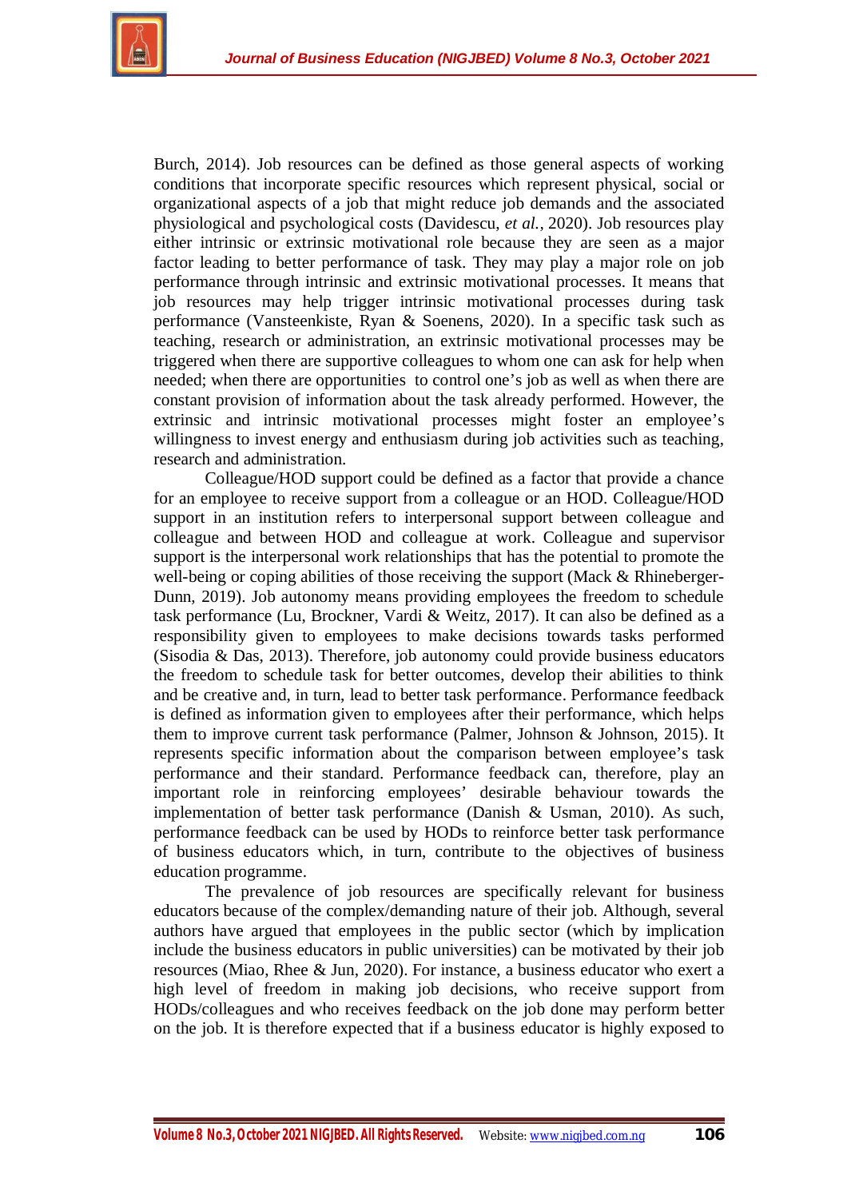Burch, 2014). Job resources can be defined as those general aspects of working conditions that incorporate specific resources which represent physical, social or organizational aspects of a job that might reduce job demands and the associated physiological and psychological costs (Davidescu, *et al.*, 2020). Job resources play either intrinsic or extrinsic motivational role because they are seen as a major factor leading to better performance of task. They may play a major role on job performance through intrinsic and extrinsic motivational processes. It means that job resources may help trigger intrinsic motivational processes during task performance (Vansteenkiste, Ryan & Soenens, 2020). In a specific task such as teaching, research or administration, an extrinsic motivational processes may be triggered when there are supportive colleagues to whom one can ask for help when needed; when there are opportunities to control one's job as well as when there are constant provision of information about the task already performed. However, the extrinsic and intrinsic motivational processes might foster an employee's willingness to invest energy and enthusiasm during job activities such as teaching, research and administration.

Colleague/HOD support could be defined as a factor that provide a chance for an employee to receive support from a colleague or an HOD. Colleague/HOD support in an institution refers to interpersonal support between colleague and colleague and between HOD and colleague at work. Colleague and supervisor support is the interpersonal work relationships that has the potential to promote the well-being or coping abilities of those receiving the support (Mack & Rhineberger-Dunn, 2019). Job autonomy means providing employees the freedom to schedule task performance (Lu, Brockner, Vardi & Weitz, 2017). It can also be defined as a responsibility given to employees to make decisions towards tasks performed (Sisodia & Das, 2013). Therefore, job autonomy could provide business educators the freedom to schedule task for better outcomes, develop their abilities to think and be creative and, in turn, lead to better task performance. Performance feedback is defined as information given to employees after their performance, which helps them to improve current task performance (Palmer, Johnson & Johnson, 2015). It represents specific information about the comparison between employee's task performance and their standard. Performance feedback can, therefore, play an important role in reinforcing employees' desirable behaviour towards the implementation of better task performance (Danish & Usman, 2010). As such, performance feedback can be used by HODs to reinforce better task performance of business educators which, in turn, contribute to the objectives of business education programme.

The prevalence of job resources are specifically relevant for business educators because of the complex/demanding nature of their job. Although, several authors have argued that employees in the public sector (which by implication include the business educators in public universities) can be motivated by their job resources (Miao, Rhee & Jun, 2020). For instance, a business educator who exert a high level of freedom in making job decisions, who receive support from HODs/colleagues and who receives feedback on the job done may perform better on the job. It is therefore expected that if a business educator is highly exposed to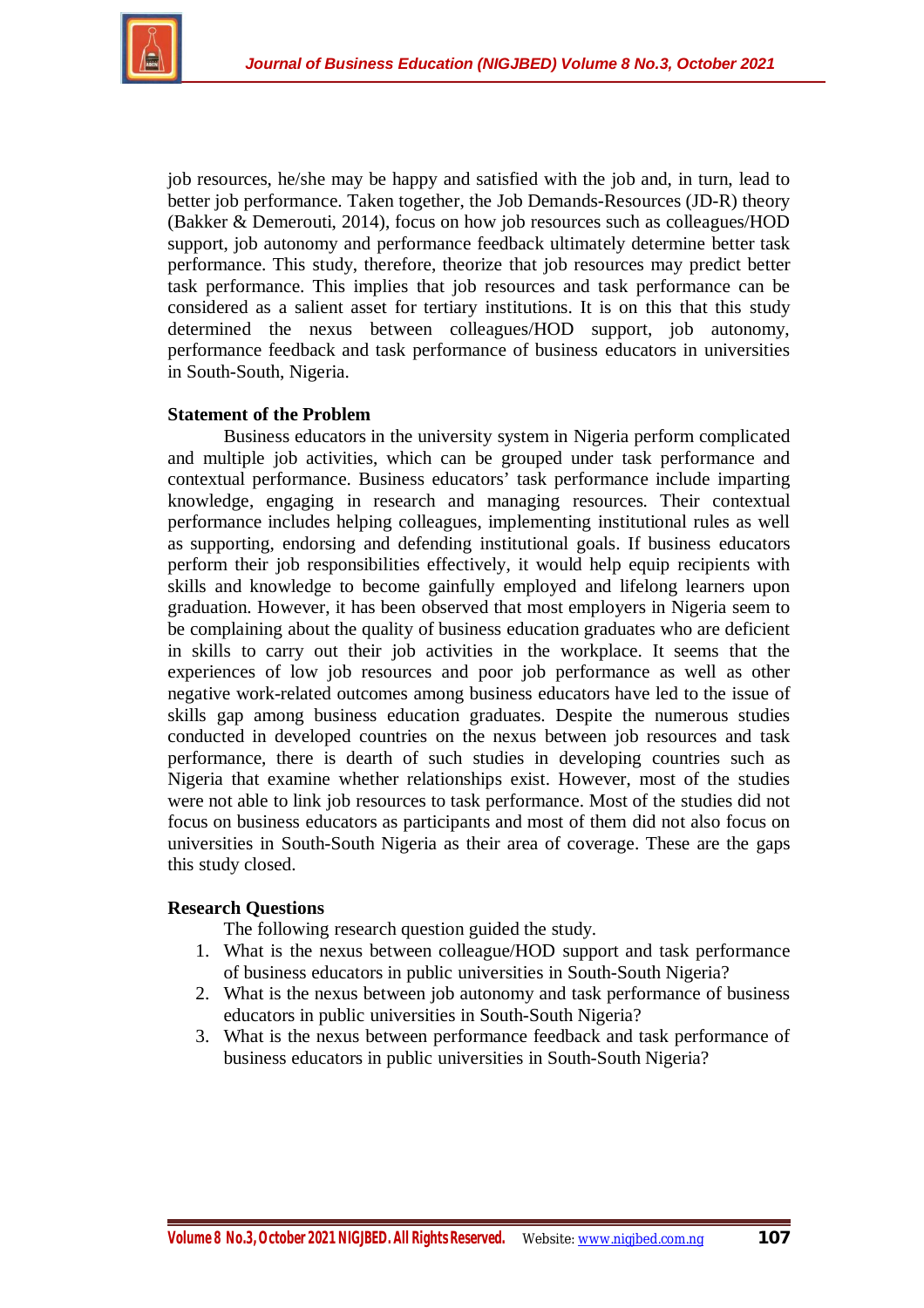job resources, he/she may be happy and satisfied with the job and, in turn, lead to better job performance. Taken together, the Job Demands-Resources (JD-R) theory (Bakker & Demerouti, 2014), focus on how job resources such as colleagues/HOD support, job autonomy and performance feedback ultimately determine better task performance. This study, therefore, theorize that job resources may predict better task performance. This implies that job resources and task performance can be considered as a salient asset for tertiary institutions. It is on this that this study determined the nexus between colleagues/HOD support, job autonomy, performance feedback and task performance of business educators in universities in South-South, Nigeria.

**Statement of the Problem**

Business educators in the university system in Nigeria perform complicated and multiple job activities, which can be grouped under task performance and contextual performance. Business educators' task performance include imparting knowledge, engaging in research and managing resources. Their contextual performance includes helping colleagues, implementing institutional rules as well as supporting, endorsing and defending institutional goals. If business educators perform their job responsibilities effectively, it would help equip recipients with skills and knowledge to become gainfully employed and lifelong learners upon graduation. However, it has been observed that most employers in Nigeria seem to be complaining about the quality of business education graduates who are deficient in skills to carry out their job activities in the workplace. It seems that the experiences of low job resources and poor job performance as well as other negative work-related outcomes among business educators have led to the issue of skills gap among business education graduates. Despite the numerous studies conducted in developed countries on the nexus between job resources and task performance, there is dearth of such studies in developing countries such as Nigeria that examine whether relationships exist. However, most of the studies were not able to link job resources to task performance. Most of the studies did not focus on business educators as participants and most of them did not also focus on universities in South-South Nigeria as their area of coverage. These are the gaps this study closed.

**Research Questions**

The following research question guided the study.

1. What is the nexus between colleague/HOD support and task performance of business educators in public universities in South-South Nigeria?
2. What is the nexus between job autonomy and task performance of business educators in public universities in South-South Nigeria?
3. What is the nexus between performance feedback and task performance of business educators in public universities in South-South Nigeria?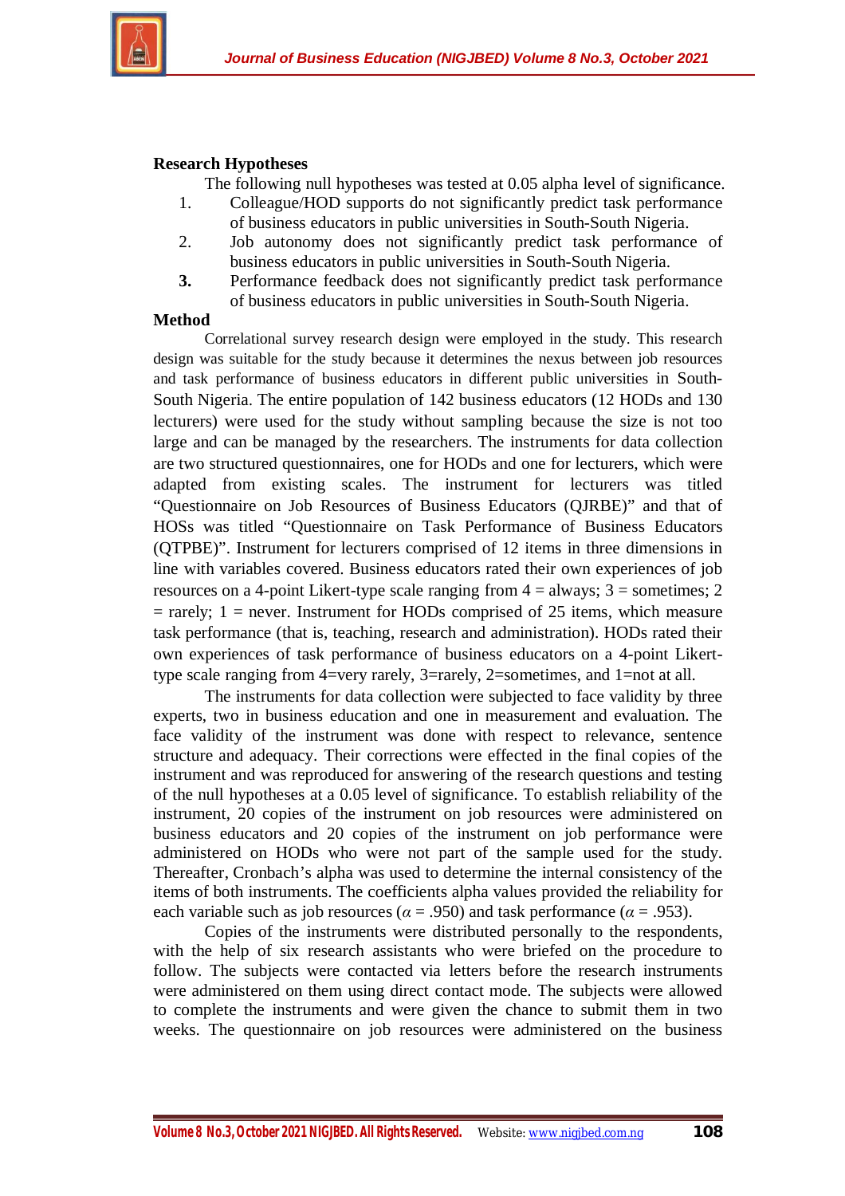**Research Hypotheses**

The following null hypotheses was tested at 0.05 alpha level of significance.

1. Colleague/HOD supports do not significantly predict task performance of business educators in public universities in South-South Nigeria.
2. Job autonomy does not significantly predict task performance of business educators in public universities in South-South Nigeria.
3. Performance feedback does not significantly predict task performance of business educators in public universities in South-South Nigeria.

**Method**

Correlational survey research design were employed in the study. This research design was suitable for the study because it determines the nexus between job resources and task performance of business educators in different public universities in South-South Nigeria. The entire population of 142 business educators (12 HODs and 130 lecturers) were used for the study without sampling because the size is not too large and can be managed by the researchers. The instruments for data collection are two structured questionnaires, one for HODs and one for lecturers, which were adapted from existing scales. The instrument for lecturers was titled "Questionnaire on Job Resources of Business Educators (QJRBE)" and that of HOSs was titled "Questionnaire on Task Performance of Business Educators (QTPBE)". Instrument for lecturers comprised of 12 items in three dimensions in line with variables covered. Business educators rated their own experiences of job resources on a 4-point Likert-type scale ranging from 4 = always; 3 = sometimes; 2 = rarely; 1 = never. Instrument for HODs comprised of 25 items, which measure task performance (that is, teaching, research and administration). HODs rated their own experiences of task performance of business educators on a 4-point Likert-type scale ranging from 4=very rarely, 3=rarely, 2=sometimes, and 1=not at all.

The instruments for data collection were subjected to face validity by three experts, two in business education and one in measurement and evaluation. The face validity of the instrument was done with respect to relevance, sentence structure and adequacy. Their corrections were effected in the final copies of the instrument and was reproduced for answering of the research questions and testing of the null hypotheses at a 0.05 level of significance. To establish reliability of the instrument, 20 copies of the instrument on job resources were administered on business educators and 20 copies of the instrument on job performance were administered on HODs who were not part of the sample used for the study. Thereafter, Cronbach's alpha was used to determine the internal consistency of the items of both instruments. The coefficients alpha values provided the reliability for each variable such as job resources ($\alpha$ = .950) and task performance ($\alpha$ = .953).

Copies of the instruments were distributed personally to the respondents, with the help of six research assistants who were briefed on the procedure to follow. The subjects were contacted via letters before the research instruments were administered on them using direct contact mode. The subjects were allowed to complete the instruments and were given the chance to submit them in two weeks. The questionnaire on job resources were administered on the business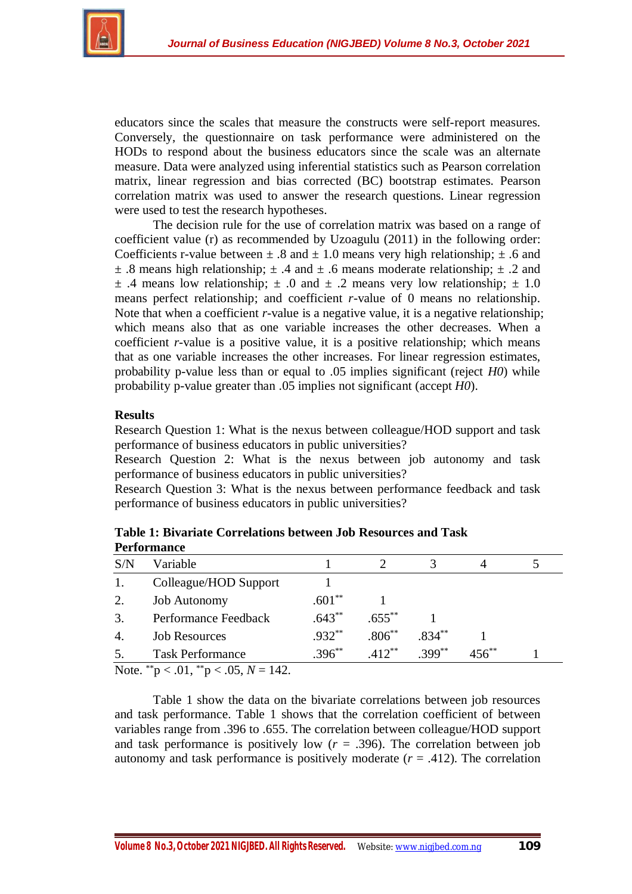educators since the scales that measure the constructs were self-report measures. Conversely, the questionnaire on task performance were administered on the HODs to respond about the business educators since the scale was an alternate measure. Data were analyzed using inferential statistics such as Pearson correlation matrix, linear regression and bias corrected (BC) bootstrap estimates. Pearson correlation matrix was used to answer the research questions. Linear regression were used to test the research hypotheses.

The decision rule for the use of correlation matrix was based on a range of coefficient value (r) as recommended by Uzoagulu (2011) in the following order: Coefficients r-value between ± .8 and ± 1.0 means very high relationship; ± .6 and ± .8 means high relationship; ± .4 and ± .6 means moderate relationship; ± .2 and ± .4 means low relationship; ± .0 and ± .2 means very low relationship; ± 1.0 means perfect relationship; and coefficient *r*-value of 0 means no relationship. Note that when a coefficient *r*-value is a negative value, it is a negative relationship; which means also that as one variable increases the other decreases. When a coefficient *r*-value is a positive value, it is a positive relationship; which means that as one variable increases the other increases. For linear regression estimates, probability p-value less than or equal to .05 implies significant (reject *H0*) while probability p-value greater than .05 implies not significant (accept *H0*).

**Results**

Research Question 1: What is the nexus between colleague/HOD support and task performance of business educators in public universities?

Research Question 2: What is the nexus between job autonomy and task performance of business educators in public universities?

Research Question 3: What is the nexus between performance feedback and task performance of business educators in public universities?

**Table 1: Bivariate Correlations between Job Resources and Task Performance**

| S/N | Variable | 1 | 2 | 3 | 4 | 5 |
|---|---|---|---|---|---|---|
| 1. | Colleague/HOD Support | 1 | | | | |
| 2. | Job Autonomy | .601** | 1 | | | |
| 3. | Performance Feedback | .643** | .655** | 1 | | |
| 4. | Job Resources | .932** | .806** | .834** | 1 | |
| 5. | Task Performance | .396** | .412** | .399** | 456** | 1 |

Note. **p < .01, **p < .05, *N* = 142.

Table 1 show the data on the bivariate correlations between job resources and task performance. Table 1 shows that the correlation coefficient of between variables range from .396 to .655. The correlation between colleague/HOD support and task performance is positively low ($r$ = .396). The correlation between job autonomy and task performance is positively moderate ($r$ = .412). The correlation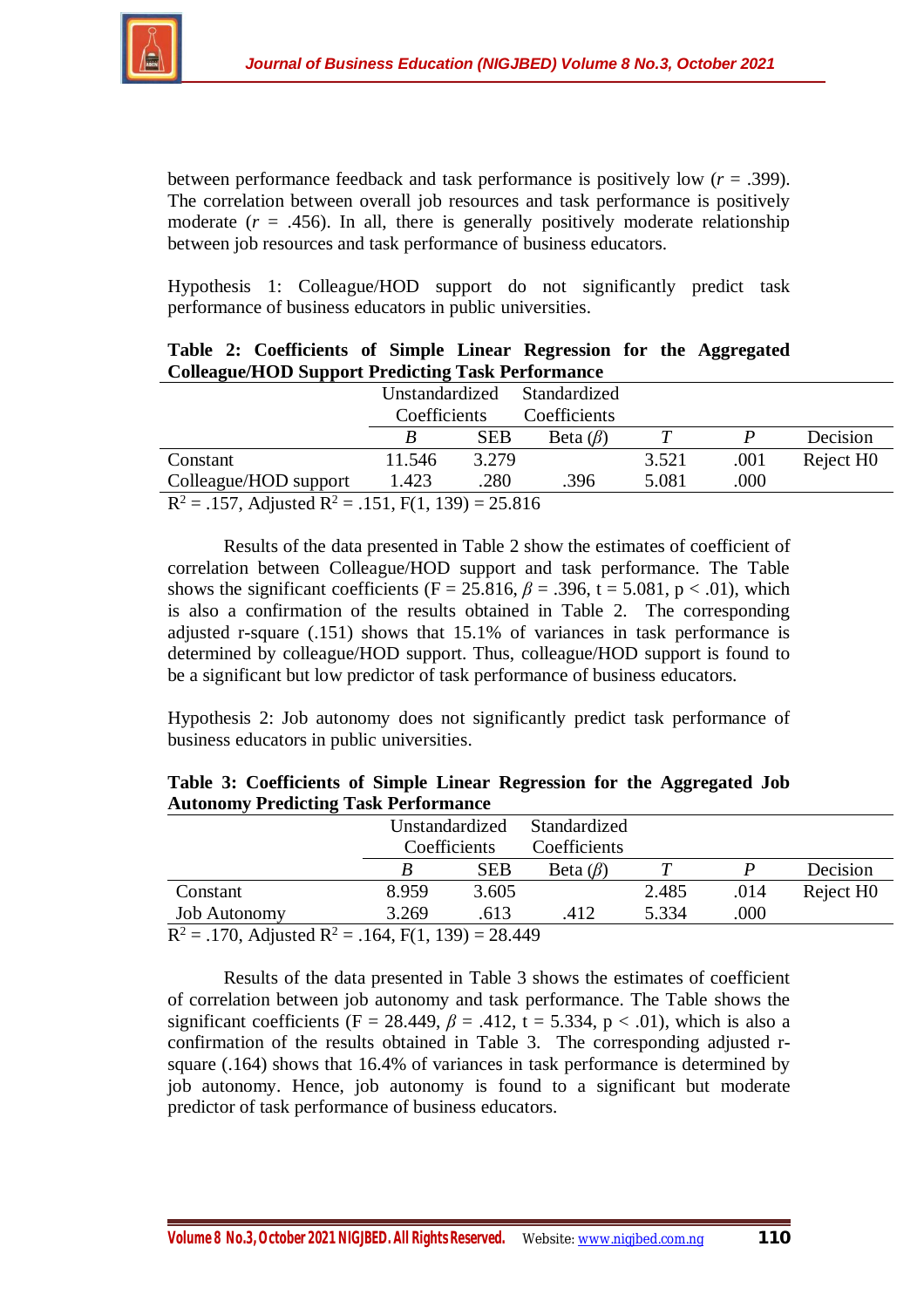between performance feedback and task performance is positively low ($r$ = .399). The correlation between overall job resources and task performance is positively moderate ($r$ = .456). In all, there is generally positively moderate relationship between job resources and task performance of business educators.

Hypothesis 1: Colleague/HOD support do not significantly predict task performance of business educators in public universities.

**Table 2: Coefficients of Simple Linear Regression for the Aggregated Colleague/HOD Support Predicting Task Performance**

| | Unstandardized Coefficients | | Standardized Coefficients | | | |
|---|---|---|---|---|---|---|
| | B | SEB | Beta ($\beta$) | T | P | Decision |
| Constant | 11.546 | 3.279 | | 3.521 | .001 | Reject H0 |
| Colleague/HOD support | 1.423 | .280 | .396 | 5.081 | .000 | |

$R^2$ = .157, Adjusted $R^2$ = .151, F(1, 139) = 25.816

Results of the data presented in Table 2 show the estimates of coefficient of correlation between Colleague/HOD support and task performance. The Table shows the significant coefficients (F = 25.816, $\beta$ = .396, t = 5.081, $p < .01$), which is also a confirmation of the results obtained in Table 2. The corresponding adjusted r-square (.151) shows that 15.1% of variances in task performance is determined by colleague/HOD support. Thus, colleague/HOD support is found to be a significant but low predictor of task performance of business educators.

Hypothesis 2: Job autonomy does not significantly predict task performance of business educators in public universities.

**Table 3: Coefficients of Simple Linear Regression for the Aggregated Job Autonomy Predicting Task Performance**

| | Unstandardized Coefficients | | Standardized Coefficients | | | |
|---|---|---|---|---|---|---|
| | B | SEB | Beta ($\beta$) | T | P | Decision |
| Constant | 8.959 | 3.605 | | 2.485 | .014 | Reject H0 |
| Job Autonomy | 3.269 | .613 | .412 | 5.334 | .000 | |

$R^2$ = .170, Adjusted $R^2$ = .164, F(1, 139) = 28.449

Results of the data presented in Table 3 shows the estimates of coefficient of correlation between job autonomy and task performance. The Table shows the significant coefficients (F = 28.449, $\beta$ = .412, t = 5.334, $p < .01$), which is also a confirmation of the results obtained in Table 3. The corresponding adjusted r-square (.164) shows that 16.4% of variances in task performance is determined by job autonomy. Hence, job autonomy is found to a significant but moderate predictor of task performance of business educators.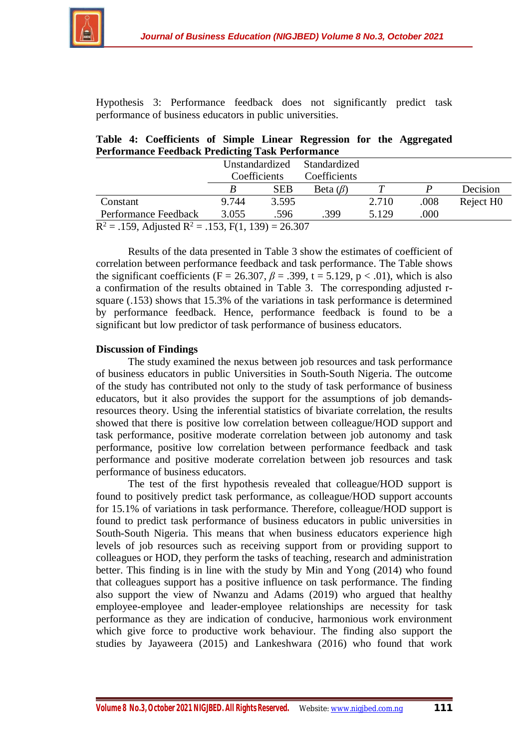Hypothesis 3: Performance feedback does not significantly predict task performance of business educators in public universities.

**Table 4: Coefficients of Simple Linear Regression for the Aggregated Performance Feedback Predicting Task Performance**

| | Unstandardized Coefficients | | Standardized Coefficients | | | |
|---|---|---|---|---|---|---|
| | *B* | SEB | Beta ($\beta$) | *T* | *P* | Decision |
| Constant | 9.744 | 3.595 | | 2.710 | .008 | Reject H0 |
| Performance Feedback | 3.055 | .596 | .399 | 5.129 | .000 | |

$R^2$ = .159, Adjusted $R^2$ = .153, F(1, 139) = 26.307

Results of the data presented in Table 3 show the estimates of coefficient of correlation between performance feedback and task performance. The Table shows the significant coefficients (F = 26.307, $\beta$ = .399, t = 5.129, p < .01), which is also a confirmation of the results obtained in Table 3. The corresponding adjusted r-square (.153) shows that 15.3% of the variations in task performance is determined by performance feedback. Hence, performance feedback is found to be a significant but low predictor of task performance of business educators.

**Discussion of Findings**

The study examined the nexus between job resources and task performance of business educators in public Universities in South-South Nigeria. The outcome of the study has contributed not only to the study of task performance of business educators, but it also provides the support for the assumptions of job demands-resources theory. Using the inferential statistics of bivariate correlation, the results showed that there is positive low correlation between colleague/HOD support and task performance, positive moderate correlation between job autonomy and task performance, positive low correlation between performance feedback and task performance and positive moderate correlation between job resources and task performance of business educators.

The test of the first hypothesis revealed that colleague/HOD support is found to positively predict task performance, as colleague/HOD support accounts for 15.1% of variations in task performance. Therefore, colleague/HOD support is found to predict task performance of business educators in public universities in South-South Nigeria. This means that when business educators experience high levels of job resources such as receiving support from or providing support to colleagues or HOD, they perform the tasks of teaching, research and administration better. This finding is in line with the study by Min and Yong (2014) who found that colleagues support has a positive influence on task performance. The finding also support the view of Nwanzu and Adams (2019) who argued that healthy employee-employee and leader-employee relationships are necessity for task performance as they are indication of conducive, harmonious work environment which give force to productive work behaviour. The finding also support the studies by Jayaweera (2015) and Lankeshwara (2016) who found that work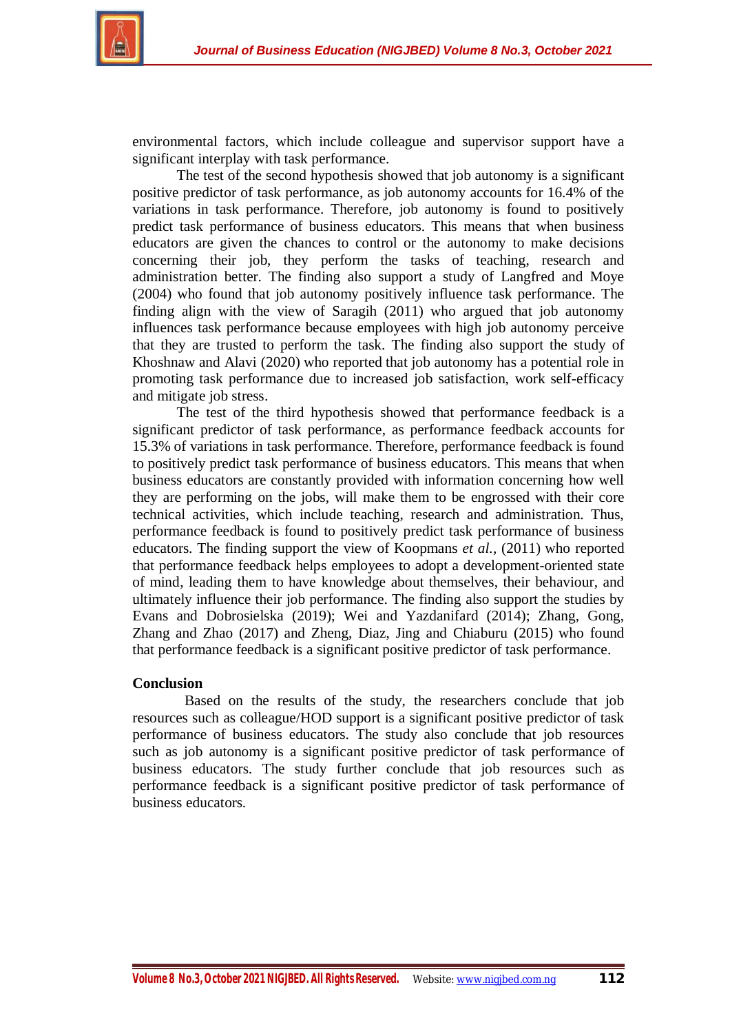environmental factors, which include colleague and supervisor support have a significant interplay with task performance.

The test of the second hypothesis showed that job autonomy is a significant positive predictor of task performance, as job autonomy accounts for 16.4% of the variations in task performance. Therefore, job autonomy is found to positively predict task performance of business educators. This means that when business educators are given the chances to control or the autonomy to make decisions concerning their job, they perform the tasks of teaching, research and administration better. The finding also support a study of Langfred and Moye (2004) who found that job autonomy positively influence task performance. The finding align with the view of Saragih (2011) who argued that job autonomy influences task performance because employees with high job autonomy perceive that they are trusted to perform the task. The finding also support the study of Khoshnaw and Alavi (2020) who reported that job autonomy has a potential role in promoting task performance due to increased job satisfaction, work self-efficacy and mitigate job stress.

The test of the third hypothesis showed that performance feedback is a significant predictor of task performance, as performance feedback accounts for 15.3% of variations in task performance. Therefore, performance feedback is found to positively predict task performance of business educators. This means that when business educators are constantly provided with information concerning how well they are performing on the jobs, will make them to be engrossed with their core technical activities, which include teaching, research and administration. Thus, performance feedback is found to positively predict task performance of business educators. The finding support the view of Koopmans *et al.*, (2011) who reported that performance feedback helps employees to adopt a development-oriented state of mind, leading them to have knowledge about themselves, their behaviour, and ultimately influence their job performance. The finding also support the studies by Evans and Dobrosielska (2019); Wei and Yazdanifard (2014); Zhang, Gong, Zhang and Zhao (2017) and Zheng, Diaz, Jing and Chiaburu (2015) who found that performance feedback is a significant positive predictor of task performance.

## Conclusion

Based on the results of the study, the researchers conclude that job resources such as colleague/HOD support is a significant positive predictor of task performance of business educators. The study also conclude that job resources such as job autonomy is a significant positive predictor of task performance of business educators. The study further conclude that job resources such as performance feedback is a significant positive predictor of task performance of business educators.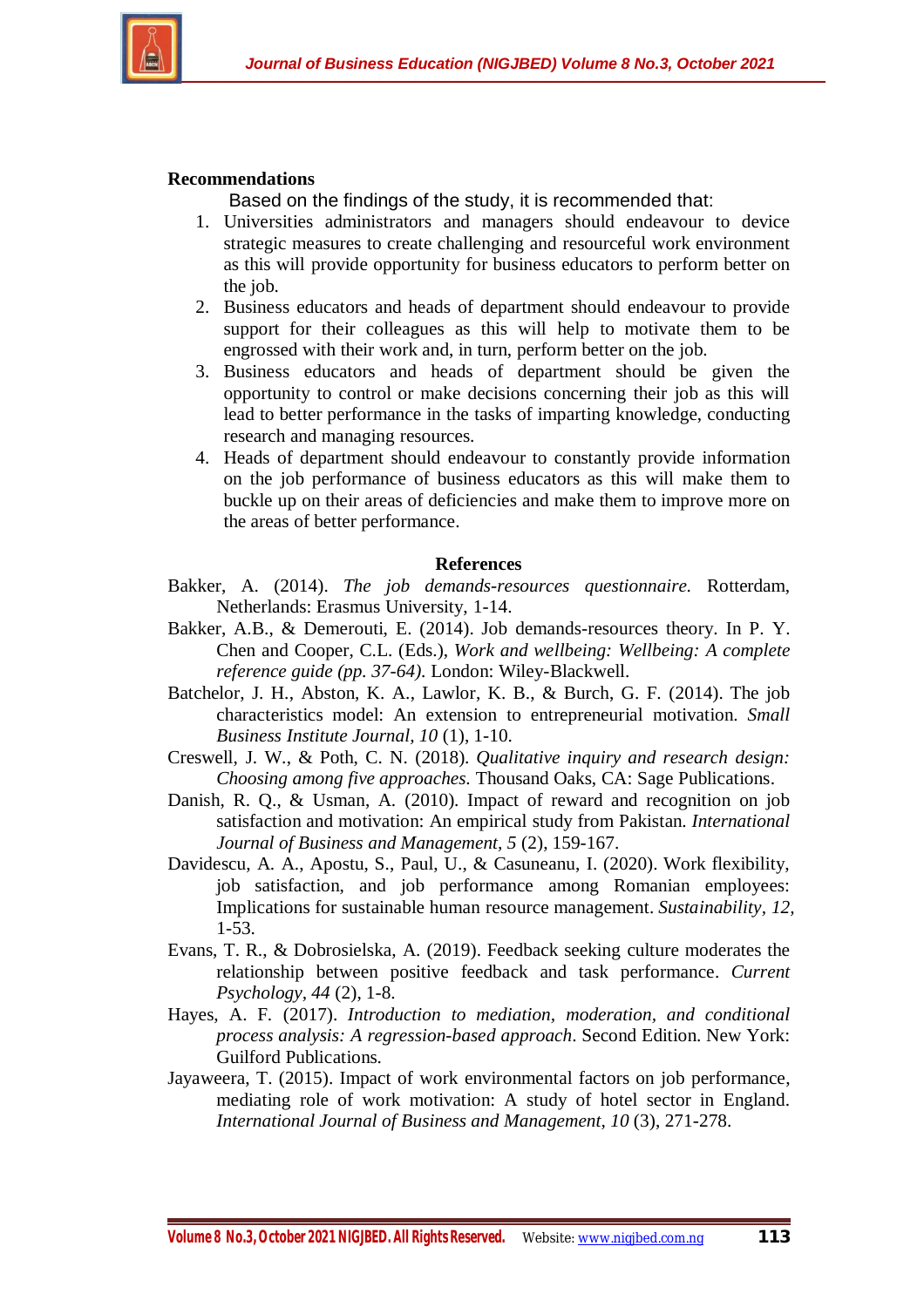## Recommendations

Based on the findings of the study, it is recommended that:

1. Universities administrators and managers should endeavour to device strategic measures to create challenging and resourceful work environment as this will provide opportunity for business educators to perform better on the job.
2. Business educators and heads of department should endeavour to provide support for their colleagues as this will help to motivate them to be engrossed with their work and, in turn, perform better on the job.
3. Business educators and heads of department should be given the opportunity to control or make decisions concerning their job as this will lead to better performance in the tasks of imparting knowledge, conducting research and managing resources.
4. Heads of department should endeavour to constantly provide information on the job performance of business educators as this will make them to buckle up on their areas of deficiencies and make them to improve more on the areas of better performance.

## References

Bakker, A. (2014). *The job demands-resources questionnaire.* Rotterdam, Netherlands: Erasmus University, 1-14.

Bakker, A.B., & Demerouti, E. (2014). Job demands-resources theory. In P. Y. Chen and Cooper, C.L. (Eds.), *Work and wellbeing: Wellbeing: A complete reference guide (pp. 37-64)*. London: Wiley-Blackwell.

Batchelor, J. H., Abston, K. A., Lawlor, K. B., & Burch, G. F. (2014). The job characteristics model: An extension to entrepreneurial motivation. *Small Business Institute Journal, 10* (1), 1-10.

Creswell, J. W., & Poth, C. N. (2018). *Qualitative inquiry and research design: Choosing among five approaches.* Thousand Oaks, CA: Sage Publications.

Danish, R. Q., & Usman, A. (2010). Impact of reward and recognition on job satisfaction and motivation: An empirical study from Pakistan. *International Journal of Business and Management, 5* (2), 159-167.

Davidescu, A. A., Apostu, S., Paul, U., & Casuneanu, I. (2020). Work flexibility, job satisfaction, and job performance among Romanian employees: Implications for sustainable human resource management. *Sustainability, 12,* 1-53.

Evans, T. R., & Dobrosielska, A. (2019). Feedback seeking culture moderates the relationship between positive feedback and task performance. *Current Psychology, 44* (2), 1-8.

Hayes, A. F. (2017). *Introduction to mediation, moderation, and conditional process analysis: A regression-based approach*. Second Edition. New York: Guilford Publications.

Jayaweera, T. (2015). Impact of work environmental factors on job performance, mediating role of work motivation: A study of hotel sector in England. *International Journal of Business and Management, 10* (3), 271-278.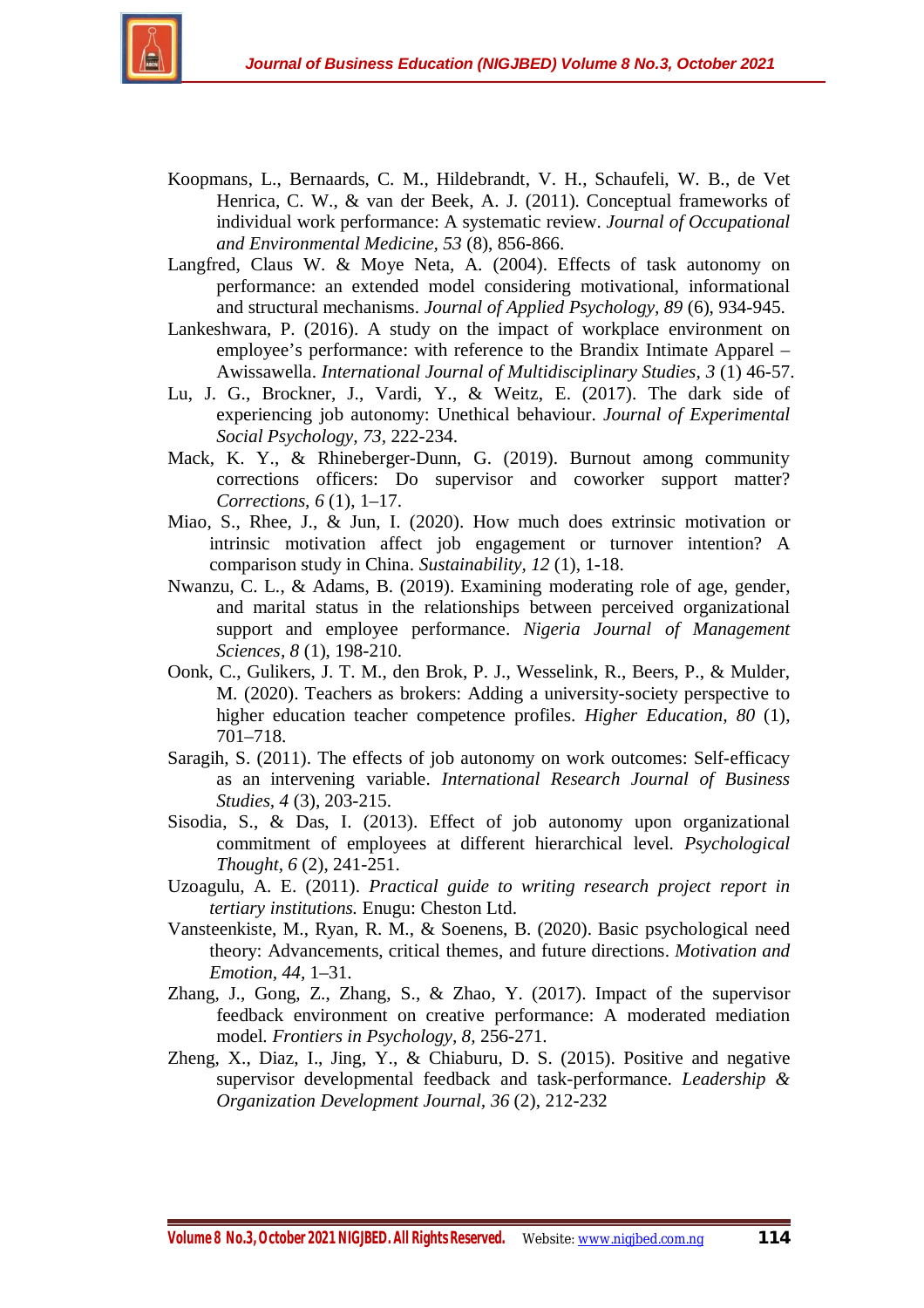Koopmans, L., Bernaards, C. M., Hildebrandt, V. H., Schaufeli, W. B., de Vet Henrica, C. W., & van der Beek, A. J. (2011). Conceptual frameworks of individual work performance: A systematic review. *Journal of Occupational and Environmental Medicine, 53* (8), 856-866.

Langfred, Claus W. & Moye Neta, A. (2004). Effects of task autonomy on performance: an extended model considering motivational, informational and structural mechanisms. *Journal of Applied Psychology, 89* (6), 934-945.

Lankeshwara, P. (2016). A study on the impact of workplace environment on employee's performance: with reference to the Brandix Intimate Apparel – Awissawella. *International Journal of Multidisciplinary Studies, 3* (1) 46-57.

Lu, J. G., Brockner, J., Vardi, Y., & Weitz, E. (2017). The dark side of experiencing job autonomy: Unethical behaviour. *Journal of Experimental Social Psychology, 73,* 222-234.

Mack, K. Y., & Rhineberger-Dunn, G. (2019). Burnout among community corrections officers: Do supervisor and coworker support matter? *Corrections, 6* (1), 1–17.

Miao, S., Rhee, J., & Jun, I. (2020). How much does extrinsic motivation or intrinsic motivation affect job engagement or turnover intention? A comparison study in China. *Sustainability, 12* (1), 1-18.

Nwanzu, C. L., & Adams, B. (2019). Examining moderating role of age, gender, and marital status in the relationships between perceived organizational support and employee performance. *Nigeria Journal of Management Sciences, 8* (1), 198-210.

Oonk, C., Gulikers, J. T. M., den Brok, P. J., Wesselink, R., Beers, P., & Mulder, M. (2020). Teachers as brokers: Adding a university-society perspective to higher education teacher competence profiles. *Higher Education, 80* (1), 701–718.

Saragih, S. (2011). The effects of job autonomy on work outcomes: Self-efficacy as an intervening variable. *International Research Journal of Business Studies, 4* (3), 203-215.

Sisodia, S., & Das, I. (2013). Effect of job autonomy upon organizational commitment of employees at different hierarchical level. *Psychological Thought, 6* (2), 241-251.

Uzoagulu, A. E. (2011). *Practical guide to writing research project report in tertiary institutions.* Enugu: Cheston Ltd.

Vansteenkiste, M., Ryan, R. M., & Soenens, B. (2020). Basic psychological need theory: Advancements, critical themes, and future directions. *Motivation and Emotion, 44,* 1–31.

Zhang, J., Gong, Z., Zhang, S., & Zhao, Y. (2017). Impact of the supervisor feedback environment on creative performance: A moderated mediation model. *Frontiers in Psychology, 8,* 256-271.

Zheng, X., Diaz, I., Jing, Y., & Chiaburu, D. S. (2015). Positive and negative supervisor developmental feedback and task-performance. *Leadership & Organization Development Journal, 36* (2), 212-232